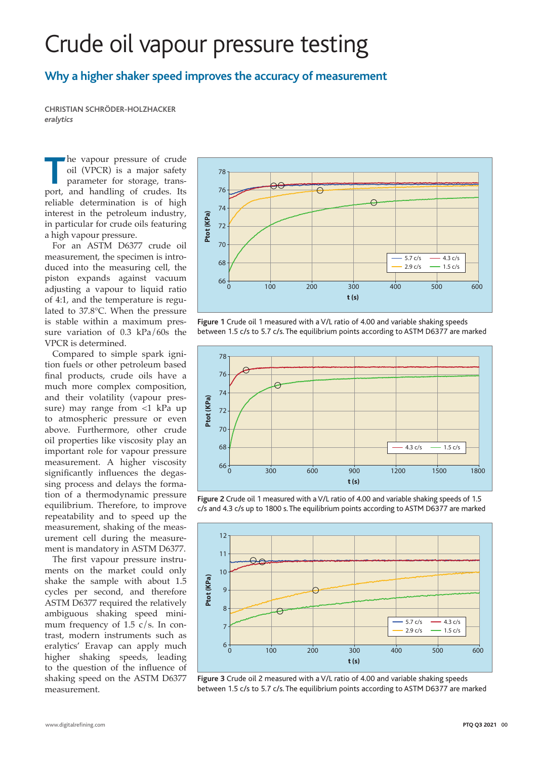# Crude oil vapour pressure testing

## Why a higher shaker speed improves the accuracy of measurement

**CHRISTIAN SCHRÖDER-HOLZHACKER**
*eralytics*

The vapour pressure of crude oil (VPCR) is a major safety parameter for storage, transport, and handling of crudes. Its reliable determination is of high interest in the petroleum industry, in particular for crude oils featuring a high vapour pressure.

For an ASTM D6377 crude oil measurement, the specimen is introduced into the measuring cell, the piston expands against vacuum adjusting a vapour to liquid ratio of 4:1, and the temperature is regulated to 37.8°C. When the pressure is stable within a maximum pressure variation of 0.3 kPa/60s the VPCR is determined.

Compared to simple spark ignition fuels or other petroleum based final products, crude oils have a much more complex composition, and their volatility (vapour pressure) may range from <1 kPa up to atmospheric pressure or even above. Furthermore, other crude oil properties like viscosity play an important role for vapour pressure measurement. A higher viscosity significantly influences the degassing process and delays the formation of a thermodynamic pressure equilibrium. Therefore, to improve repeatability and to speed up the measurement, shaking of the measurement cell during the measurement is mandatory in ASTM D6377.

The first vapour pressure instruments on the market could only shake the sample with about 1.5 cycles per second, and therefore ASTM D6377 required the relatively ambiguous shaking speed minimum frequency of 1.5 c/s. In contrast, modern instruments such as eralytics' Eravap can apply much higher shaking speeds, leading to the question of the influence of shaking speed on the ASTM D6377 measurement.

Ptot (KPa)
78
76
74
72
70
68
66
0 100 200 300 400 500 600
t (s)
5.7 c/s 4.3 c/s 2.9 c/s 1.5 c/s

**Figure 1** Crude oil 1 measured with a V/L ratio of 4.00 and variable shaking speeds between 1.5 c/s to 5.7 c/s. The equilibrium points according to ASTM D6377 are marked

Ptot (KPa)
78
76
74
72
70
68
66
0 300 600 900 1200 1500 1800
t (s)
4.3 c/s 1.5 c/s

**Figure 2** Crude oil 1 measured with a V/L ratio of 4.00 and variable shaking speeds of 1.5 c/s and 4.3 c/s up to 1800 s. The equilibrium points according to ASTM D6377 are marked

Ptot (KPa)
12
11
10
9
8
7
6
0 100 200 300 400 500 600
t (s)
5.7 c/s 4.3 c/s 2.9 c/s 1.5 c/s

**Figure 3** Crude oil 2 measured with a V/L ratio of 4.00 and variable shaking speeds between 1.5 c/s to 5.7 c/s. The equilibrium points according to ASTM D6377 are marked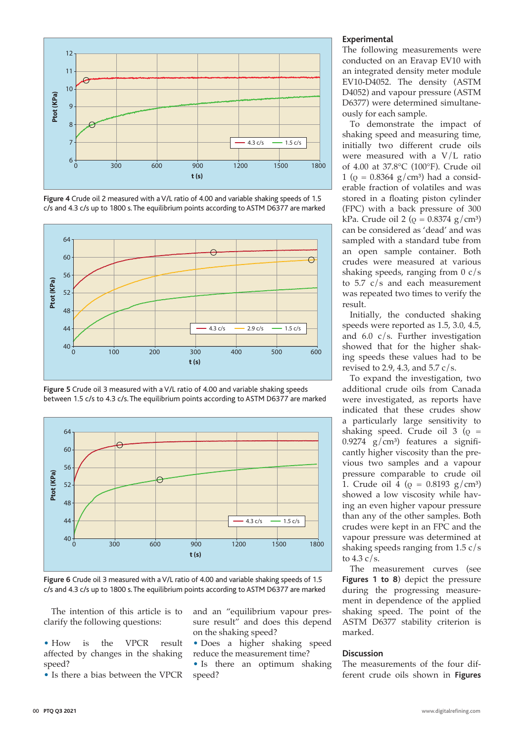12
11
10
9
8
7
6
Ptot (KPa)
0
300
600
900
1200
1500
1800
t (s)
4.3 c/s
1.5 c/s

**Figure 4** Crude oil 2 measured with a V/L ratio of 4.00 and variable shaking speeds of 1.5 c/s and 4.3 c/s up to 1800 s. The equilibrium points according to ASTM D6377 are marked

64
60
56
52
48
44
40
Ptot (KPa)
0
100
200
300
400
500
600
t (s)
4.3 c/s
2.9 c/s
1.5 c/s

**Figure 5** Crude oil 3 measured with a V/L ratio of 4.00 and variable shaking speeds between 1.5 c/s to 4.3 c/s. The equilibrium points according to ASTM D6377 are marked

64
60
56
52
48
44
40
Ptot (KPa)
0
300
600
900
1200
1500
1800
t (s)
4.3 c/s
1.5 c/s

**Figure 6** Crude oil 3 measured with a V/L ratio of 4.00 and variable shaking speeds of 1.5 c/s and 4.3 c/s up to 1800 s. The equilibrium points according to ASTM D6377 are marked

The intention of this article is to clarify the following questions:

- How is the VPCR result affected by changes in the shaking speed?
- Is there a bias between the VPCR and an "equilibrium vapour pressure result" and does this depend on the shaking speed?
- Does a higher shaking speed reduce the measurement time?
- Is there an optimum shaking speed?

## Experimental

The following measurements were conducted on an Eravap EV10 with an integrated density meter module EV10-D4052. The density (ASTM D4052) and vapour pressure (ASTM D6377) were determined simultaneously for each sample.

To demonstrate the impact of shaking speed and measuring time, initially two different crude oils were measured with a V/L ratio of 4.00 at 37.8°C (100°F). Crude oil 1 ($\rho$ = 0.8364 g/cm³) had a considerable fraction of volatiles and was stored in a floating piston cylinder (FPC) with a back pressure of 300 kPa. Crude oil 2 ($\rho$ = 0.8374 g/cm³) can be considered as 'dead' and was sampled with a standard tube from an open sample container. Both crudes were measured at various shaking speeds, ranging from 0 c/s to 5.7 c/s and each measurement was repeated two times to verify the result.

Initially, the conducted shaking speeds were reported as 1.5, 3.0, 4.5, and 6.0 c/s. Further investigation showed that for the higher shaking speeds these values had to be revised to 2.9, 4.3, and 5.7 c/s.

To expand the investigation, two additional crude oils from Canada were investigated, as reports have indicated that these crudes show a particularly large sensitivity to shaking speed. Crude oil 3 ($\rho$ = 0.9274 g/cm³) features a significantly higher viscosity than the previous two samples and a vapour pressure comparable to crude oil 1. Crude oil 4 ($\rho$ = 0.8193 g/cm³) showed a low viscosity while having an even higher vapour pressure than any of the other samples. Both crudes were kept in an FPC and the vapour pressure was determined at shaking speeds ranging from 1.5 c/s to 4.3 c/s.

The measurement curves (see **Figures 1 to 8**) depict the pressure during the progressing measurement in dependence of the applied shaking speed. The point of the ASTM D6377 stability criterion is marked.

## Discussion

The measurements of the four different crude oils shown in **Figures**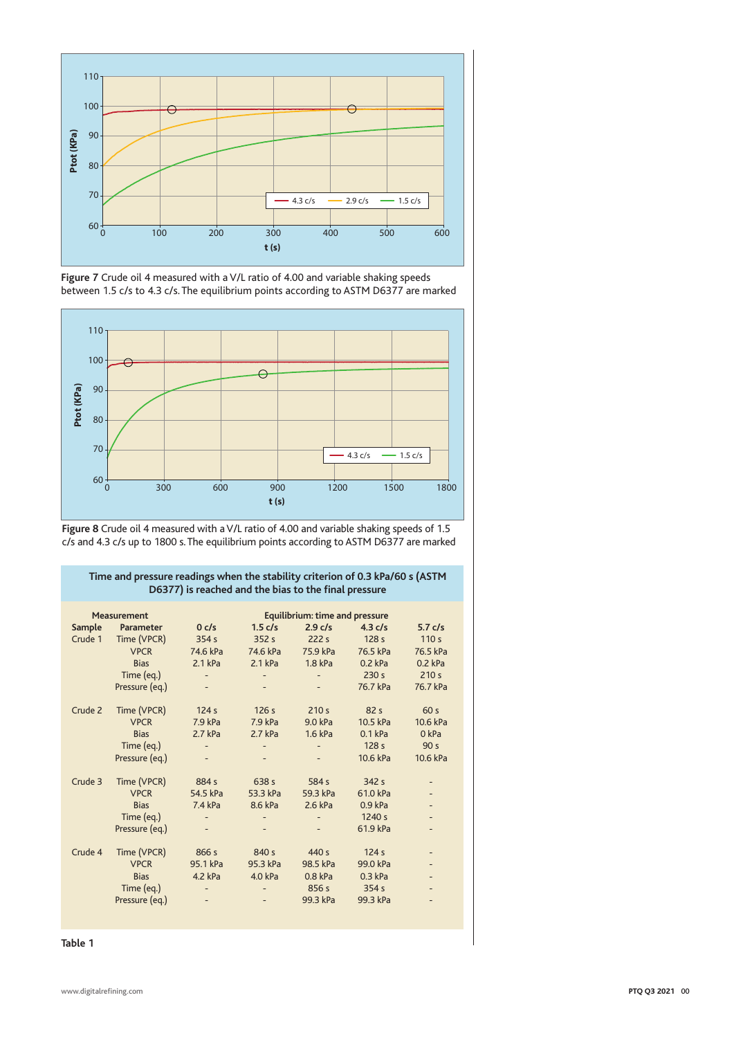110
100
90
80
70
60
Ptot (KPa)
0 100 200 300 400 500 600
t (s)
4.3 c/s 2.9 c/s 1.5 c/s

**Figure 7** Crude oil 4 measured with a V/L ratio of 4.00 and variable shaking speeds between 1.5 c/s to 4.3 c/s. The equilibrium points according to ASTM D6377 are marked

110
100
90
80
70
60
Ptot (KPa)
0 300 600 900 1200 1500 1800
t (s)
4.3 c/s 1.5 c/s

**Figure 8** Crude oil 4 measured with a V/L ratio of 4.00 and variable shaking speeds of 1.5 c/s and 4.3 c/s up to 1800 s. The equilibrium points according to ASTM D6377 are marked

**Time and pressure readings when the stability criterion of 0.3 kPa/60 s (ASTM D6377) is reached and the bias to the final pressure**

| Measurement | | Equilibrium: time and pressure | | | | |
|---|---|---|---|---|---|---|
| **Sample** | **Parameter** | **0 c/s** | **1.5 c/s** | **2.9 c/s** | **4.3 c/s** | **5.7 c/s** |
| Crude 1 | Time (VPCR) | 354 s | 352 s | 222 s | 128 s | 110 s |
| | VPCR | 74.6 kPa | 74.6 kPa | 75.9 kPa | 76.5 kPa | 76.5 kPa |
| | Bias | 2.1 kPa | 2.1 kPa | 1.8 kPa | 0.2 kPa | 0.2 kPa |
| | Time (eq.) | - | - | - | 230 s | 210 s |
| | Pressure (eq.) | - | - | - | 76.7 kPa | 76.7 kPa |
| Crude 2 | Time (VPCR) | 124 s | 126 s | 210 s | 82 s | 60 s |
| | VPCR | 7.9 kPa | 7.9 kPa | 9.0 kPa | 10.5 kPa | 10.6 kPa |
| | Bias | 2.7 kPa | 2.7 kPa | 1.6 kPa | 0.1 kPa | 0 kPa |
| | Time (eq.) | - | - | - | 128 s | 90 s |
| | Pressure (eq.) | - | - | - | 10.6 kPa | 10.6 kPa |
| Crude 3 | Time (VPCR) | 884 s | 638 s | 584 s | 342 s | - |
| | VPCR | 54.5 kPa | 53.3 kPa | 59.3 kPa | 61.0 kPa | - |
| | Bias | 7.4 kPa | 8.6 kPa | 2.6 kPa | 0.9 kPa | - |
| | Time (eq.) | - | - | - | 1240 s | - |
| | Pressure (eq.) | - | - | - | 61.9 kPa | - |
| Crude 4 | Time (VPCR) | 866 s | 840 s | 440 s | 124 s | - |
| | VPCR | 95.1 kPa | 95.3 kPa | 98.5 kPa | 99.0 kPa | - |
| | Bias | 4.2 kPa | 4.0 kPa | 0.8 kPa | 0.3 kPa | - |
| | Time (eq.) | - | - | 856 s | 354 s | - |
| | Pressure (eq.) | - | - | 99.3 kPa | 99.3 kPa | - |

**Table 1**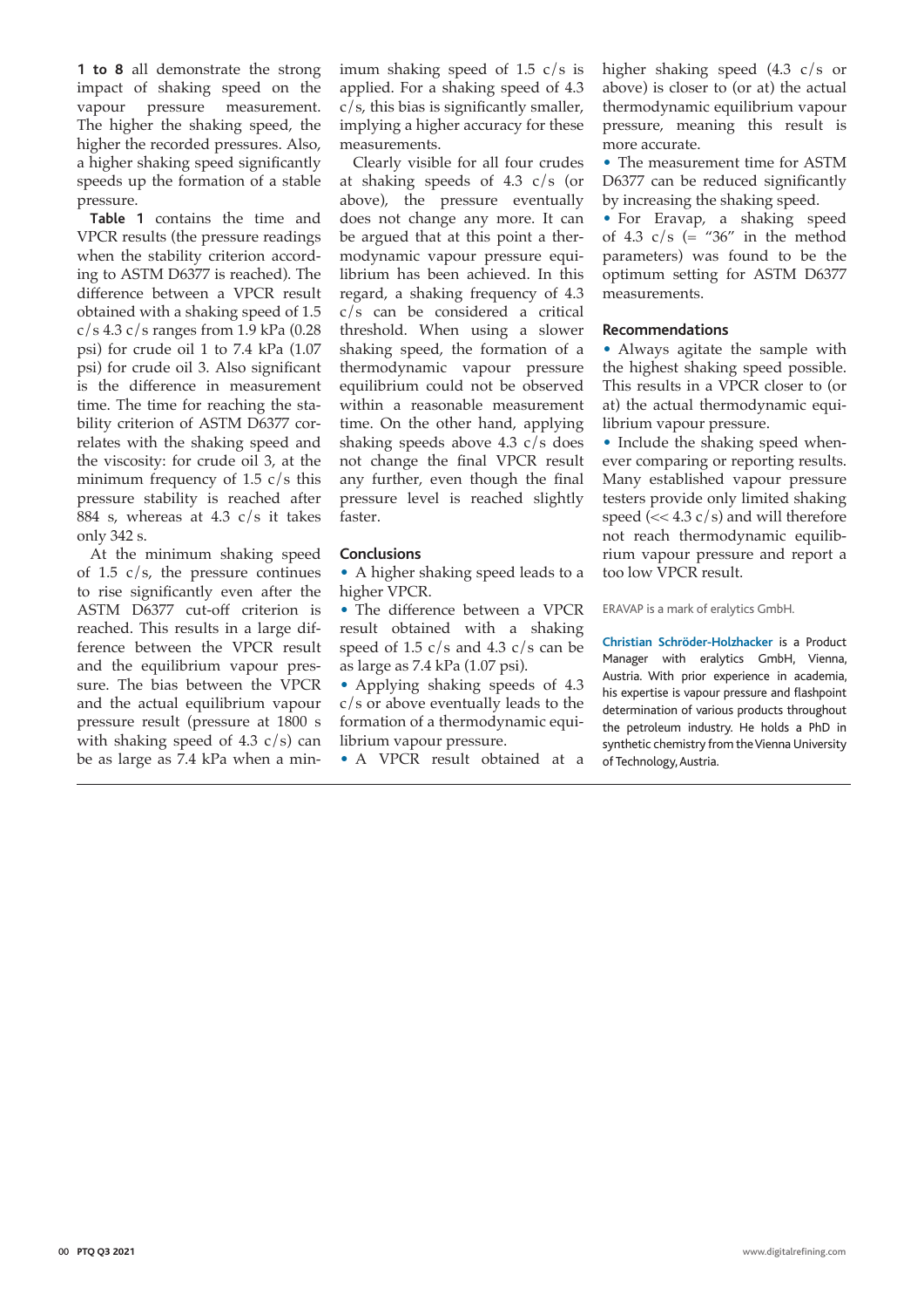**1 to 8** all demonstrate the strong impact of shaking speed on the vapour pressure measurement. The higher the shaking speed, the higher the recorded pressures. Also, a higher shaking speed significantly speeds up the formation of a stable pressure.

**Table 1** contains the time and VPCR results (the pressure readings when the stability criterion according to ASTM D6377 is reached). The difference between a VPCR result obtained with a shaking speed of 1.5 c/s 4.3 c/s ranges from 1.9 kPa (0.28 psi) for crude oil 1 to 7.4 kPa (1.07 psi) for crude oil 3. Also significant is the difference in measurement time. The time for reaching the stability criterion of ASTM D6377 correlates with the shaking speed and the viscosity: for crude oil 3, at the minimum frequency of 1.5 c/s this pressure stability is reached after 884 s, whereas at 4.3 c/s it takes only 342 s.

At the minimum shaking speed of 1.5 c/s, the pressure continues to rise significantly even after the ASTM D6377 cut-off criterion is reached. This results in a large difference between the VPCR result and the equilibrium vapour pressure. The bias between the VPCR and the actual equilibrium vapour pressure result (pressure at 1800 s with shaking speed of 4.3 c/s) can be as large as 7.4 kPa when a minimum shaking speed of 1.5 c/s is applied. For a shaking speed of 4.3 c/s, this bias is significantly smaller, implying a higher accuracy for these measurements.

Clearly visible for all four crudes at shaking speeds of 4.3 c/s (or above), the pressure eventually does not change any more. It can be argued that at this point a thermodynamic vapour pressure equilibrium has been achieved. In this regard, a shaking frequency of 4.3 c/s can be considered a critical threshold. When using a slower shaking speed, the formation of a thermodynamic vapour pressure equilibrium could not be observed within a reasonable measurement time. On the other hand, applying shaking speeds above 4.3 c/s does not change the final VPCR result any further, even though the final pressure level is reached slightly faster.

## Conclusions

- A higher shaking speed leads to a higher VPCR.
- The difference between a VPCR result obtained with a shaking speed of 1.5 c/s and 4.3 c/s can be as large as 7.4 kPa (1.07 psi).
- Applying shaking speeds of 4.3 c/s or above eventually leads to the formation of a thermodynamic equilibrium vapour pressure.
- A VPCR result obtained at a higher shaking speed (4.3 c/s or above) is closer to (or at) the actual thermodynamic equilibrium vapour pressure, meaning this result is more accurate.
- The measurement time for ASTM D6377 can be reduced significantly by increasing the shaking speed.
- For Eravap, a shaking speed of 4.3 c/s (= "36" in the method parameters) was found to be the optimum setting for ASTM D6377 measurements.

## Recommendations

- Always agitate the sample with the highest shaking speed possible. This results in a VPCR closer to (or at) the actual thermodynamic equilibrium vapour pressure.
- Include the shaking speed whenever comparing or reporting results. Many established vapour pressure testers provide only limited shaking speed (<< 4.3 c/s) and will therefore not reach thermodynamic equilibrium vapour pressure and report a too low VPCR result.

ERAVAP is a mark of eralytics GmbH.

**Christian Schröder-Holzhacker** is a Product Manager with eralytics GmbH, Vienna, Austria. With prior experience in academia, his expertise is vapour pressure and flashpoint determination of various products throughout the petroleum industry. He holds a PhD in synthetic chemistry from the Vienna University of Technology, Austria.